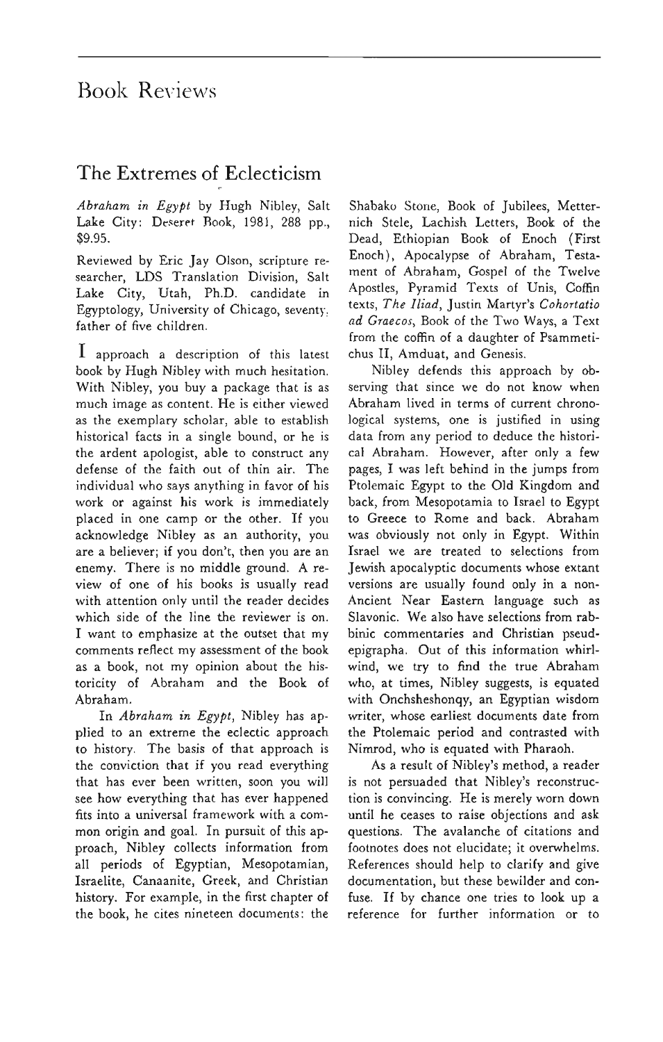# Book Reviews

## The Extremes of Eclecticism

*Abraham in Egypt* by Hugh Nibley, Salt Lake City: Deseret Book, 1981, 288 pp., $9.95.

Reviewed by Eric Jay Olson, scripture researcher, LDS Translation Division, Salt Lake City, Utah, Ph.D. candidate in Egyptology, University of Chicago, seventy, father of five children.

I approach a description of this latest book by Hugh Nibley with much hesitation. With Nibley, you buy a package that is as much image as content. He is either viewed as the exemplary scholar, able to establish historical facts in a single bound, or he is the ardent apologist, able to construct any defense of the faith out of thin air. The individual who says anything in favor of his work or against his work is immediately placed in one camp or the other. If you acknowledge Nibley as an authority, you are a believer; if you don't, then you are an enemy. There is no middle ground. A review of one of his books is usually read with attention only until the reader decides which side of the line the reviewer is on. I want to emphasize at the outset that my comments reflect my assessment of the book as a book, not my opinion about the historicity of Abraham and the Book of Abraham.

In *Abraham in Egypt*, Nibley has applied to an extreme the eclectic approach to history. The basis of that approach is the conviction that if you read everything that has ever been written, soon you will see how everything that has ever happened fits into a universal framework with a common origin and goal. In pursuit of this approach, Nibley collects information from all periods of Egyptian, Mesopotamian, Israelite, Canaanite, Greek, and Christian history. For example, in the first chapter of the book, he cites nineteen documents: the Shabako Stone, Book of Jubilees, Metternich Stele, Lachish Letters, Book of the Dead, Ethiopian Book of Enoch (First Enoch), Apocalypse of Abraham, Testament of Abraham, Gospel of the Twelve Apostles, Pyramid Texts of Unis, Coffin texts, *The Iliad*, Justin Martyr's *Cohortatio ad Graecos*, Book of the Two Ways, a Text from the coffin of a daughter of Psammetichus II, Amduat, and Genesis.

Nibley defends this approach by observing that since we do not know when Abraham lived in terms of current chronological systems, one is justified in using data from any period to deduce the historical Abraham. However, after only a few pages, I was left behind in the jumps from Ptolemaic Egypt to the Old Kingdom and back, from Mesopotamia to Israel to Egypt to Greece to Rome and back. Abraham was obviously not only in Egypt. Within Israel we are treated to selections from Jewish apocalyptic documents whose extant versions are usually found only in a non-Ancient Near Eastern language such as Slavonic. We also have selections from rabbinic commentaries and Christian pseudepigrapha. Out of this information whirlwind, we try to find the true Abraham who, at times, Nibley suggests, is equated with Onchsheshonqy, an Egyptian wisdom writer, whose earliest documents date from the Ptolemaic period and contrasted with Nimrod, who is equated with Pharaoh.

As a result of Nibley's method, a reader is not persuaded that Nibley's reconstruction is convincing. He is merely worn down until he ceases to raise objections and ask questions. The avalanche of citations and footnotes does not elucidate; it overwhelms. References should help to clarify and give documentation, but these bewilder and confuse. If by chance one tries to look up a reference for further information or to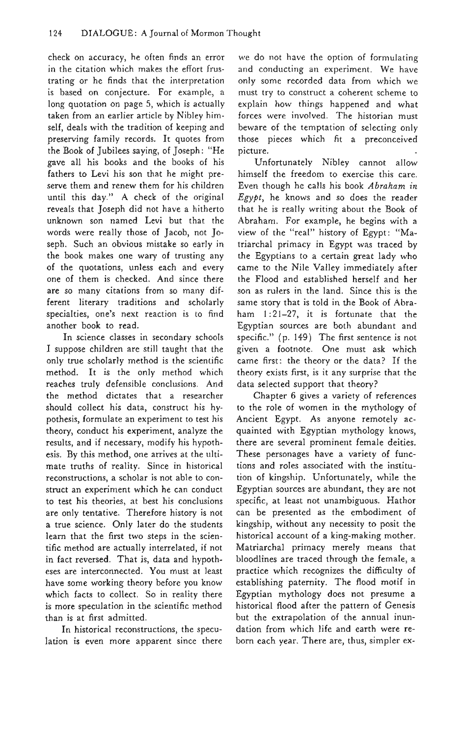check on accuracy, he often finds an error in the citation which makes the effort frustrating or he finds that the interpretation is based on conjecture. For example, a long quotation on page 5, which is actually taken from an earlier article by Nibley himself, deals with the tradition of keeping and preserving family records. It quotes from the Book of Jubilees saying, of Joseph: "He gave all his books and the books of his fathers to Levi his son that he might preserve them and renew them for his children until this day." A check of the original reveals that Joseph did not have a hitherto unknown son named Levi but that the words were really those of Jacob, not Joseph. Such an obvious mistake so early in the book makes one wary of trusting any of the quotations, unless each and every one of them is checked. And since there are so many citations from so many different literary traditions and scholarly specialties, one's next reaction is to find another book to read.

In science classes in secondary schools I suppose children are still taught that the only true scholarly method is the scientific method. It is the only method which reaches truly defensible conclusions. And the method dictates that a researcher should collect his data, construct his hypothesis, formulate an experiment to test his theory, conduct his experiment, analyze the results, and if necessary, modify his hypothesis. By this method, one arrives at the ultimate truths of reality. Since in historical reconstructions, a scholar is not able to construct an experiment which he can conduct to test his theories, at best his conclusions are only tentative. Therefore history is not a true science. Only later do the students learn that the first two steps in the scientific method are actually interrelated, if not in fact reversed. That is, data and hypotheses are interconnected. You must at least have some working theory before you know which facts to collect. So in reality there is more speculation in the scientific method than is at first admitted.

In historical reconstructions, the speculation is even more apparent since there we do not have the option of formulating and conducting an experiment. We have only some recorded data from which we must try to construct a coherent scheme to explain how things happened and what forces were involved. The historian must beware of the temptation of selecting only those pieces which fit a preconceived picture.

Unfortunately Nibley cannot allow himself the freedom to exercise this care. Even though he calls his book *Abraham in Egypt*, he knows and so does the reader that he is really writing about the Book of Abraham. For example, he begins with a view of the "real" history of Egypt: "Matriarchal primacy in Egypt was traced by the Egyptians to a certain great lady who came to the Nile Valley immediately after the Flood and established herself and her son as rulers in the land. Since this is the same story that is told in the Book of Abraham 1:21–27, it is fortunate that the Egyptian sources are both abundant and specific." (p. 149) The first sentence is not given a footnote. One must ask which came first: the theory or the data? If the theory exists first, is it any surprise that the data selected support that theory?

Chapter 6 gives a variety of references to the role of women in the mythology of Ancient Egypt. As anyone remotely acquainted with Egyptian mythology knows, there are several prominent female deities. These personages have a variety of functions and roles associated with the institution of kingship. Unfortunately, while the Egyptian sources are abundant, they are not specific, at least not unambiguous. Hathor can be presented as the embodiment of kingship, without any necessity to posit the historical account of a king-making mother. Matriarchal primacy merely means that bloodlines are traced through the female, a practice which recognizes the difficulty of establishing paternity. The flood motif in Egyptian mythology does not presume a historical flood after the pattern of Genesis but the extrapolation of the annual inundation from which life and earth were reborn each year. There are, thus, simpler ex-